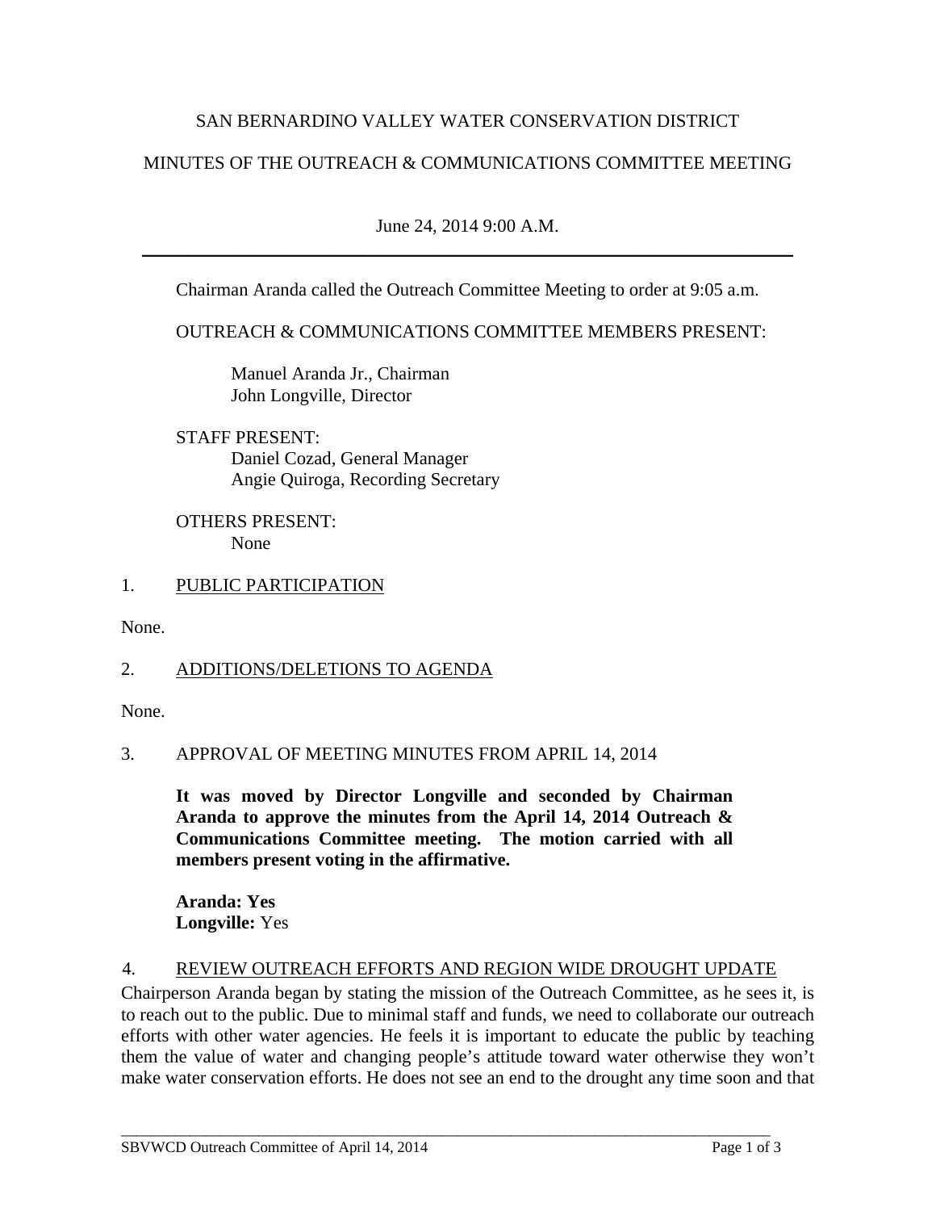SAN BERNARDINO VALLEY WATER CONSERVATION DISTRICT

MINUTES OF THE OUTREACH & COMMUNICATIONS COMMITTEE MEETING

June 24, 2014 9:00 A.M.

---

Chairman Aranda called the Outreach Committee Meeting to order at 9:05 a.m.

OUTREACH & COMMUNICATIONS COMMITTEE MEMBERS PRESENT:

Manuel Aranda Jr., Chairman
John Longville, Director

STAFF PRESENT:
Daniel Cozad, General Manager
Angie Quiroga, Recording Secretary

OTHERS PRESENT:
None

1. PUBLIC PARTICIPATION

None.

2. ADDITIONS/DELETIONS TO AGENDA

None.

3. APPROVAL OF MEETING MINUTES FROM APRIL 14, 2014

**It was moved by Director Longville and seconded by Chairman Aranda to approve the minutes from the April 14, 2014 Outreach & Communications Committee meeting. The motion carried with all members present voting in the affirmative.**

**Aranda: Yes**
**Longville:** Yes

4. REVIEW OUTREACH EFFORTS AND REGION WIDE DROUGHT UPDATE

Chairperson Aranda began by stating the mission of the Outreach Committee, as he sees it, is to reach out to the public. Due to minimal staff and funds, we need to collaborate our outreach efforts with other water agencies. He feels it is important to educate the public by teaching them the value of water and changing people's attitude toward water otherwise they won't make water conservation efforts. He does not see an end to the drought any time soon and that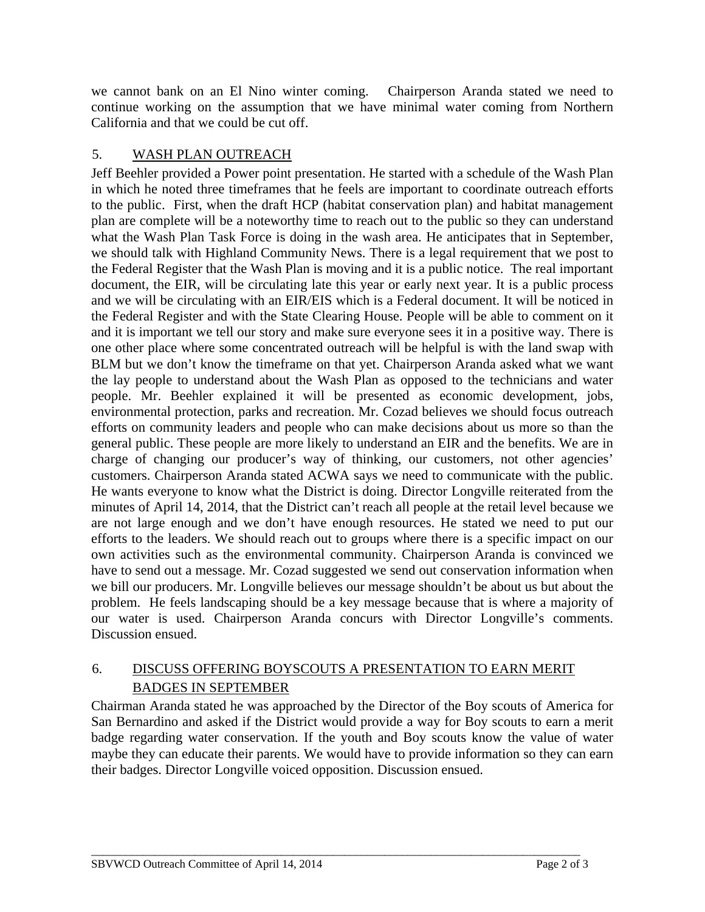we cannot bank on an El Nino winter coming. Chairperson Aranda stated we need to continue working on the assumption that we have minimal water coming from Northern California and that we could be cut off.

## 5. WASH PLAN OUTREACH

Jeff Beehler provided a Power point presentation. He started with a schedule of the Wash Plan in which he noted three timeframes that he feels are important to coordinate outreach efforts to the public. First, when the draft HCP (habitat conservation plan) and habitat management plan are complete will be a noteworthy time to reach out to the public so they can understand what the Wash Plan Task Force is doing in the wash area. He anticipates that in September, we should talk with Highland Community News. There is a legal requirement that we post to the Federal Register that the Wash Plan is moving and it is a public notice. The real important document, the EIR, will be circulating late this year or early next year. It is a public process and we will be circulating with an EIR/EIS which is a Federal document. It will be noticed in the Federal Register and with the State Clearing House. People will be able to comment on it and it is important we tell our story and make sure everyone sees it in a positive way. There is one other place where some concentrated outreach will be helpful is with the land swap with BLM but we don't know the timeframe on that yet. Chairperson Aranda asked what we want the lay people to understand about the Wash Plan as opposed to the technicians and water people. Mr. Beehler explained it will be presented as economic development, jobs, environmental protection, parks and recreation. Mr. Cozad believes we should focus outreach efforts on community leaders and people who can make decisions about us more so than the general public. These people are more likely to understand an EIR and the benefits. We are in charge of changing our producer's way of thinking, our customers, not other agencies' customers. Chairperson Aranda stated ACWA says we need to communicate with the public. He wants everyone to know what the District is doing. Director Longville reiterated from the minutes of April 14, 2014, that the District can't reach all people at the retail level because we are not large enough and we don't have enough resources. He stated we need to put our efforts to the leaders. We should reach out to groups where there is a specific impact on our own activities such as the environmental community. Chairperson Aranda is convinced we have to send out a message. Mr. Cozad suggested we send out conservation information when we bill our producers. Mr. Longville believes our message shouldn't be about us but about the problem. He feels landscaping should be a key message because that is where a majority of our water is used. Chairperson Aranda concurs with Director Longville's comments. Discussion ensued.

## 6. DISCUSS OFFERING BOYSCOUTS A PRESENTATION TO EARN MERIT BADGES IN SEPTEMBER

Chairman Aranda stated he was approached by the Director of the Boy scouts of America for San Bernardino and asked if the District would provide a way for Boy scouts to earn a merit badge regarding water conservation. If the youth and Boy scouts know the value of water maybe they can educate their parents. We would have to provide information so they can earn their badges. Director Longville voiced opposition. Discussion ensued.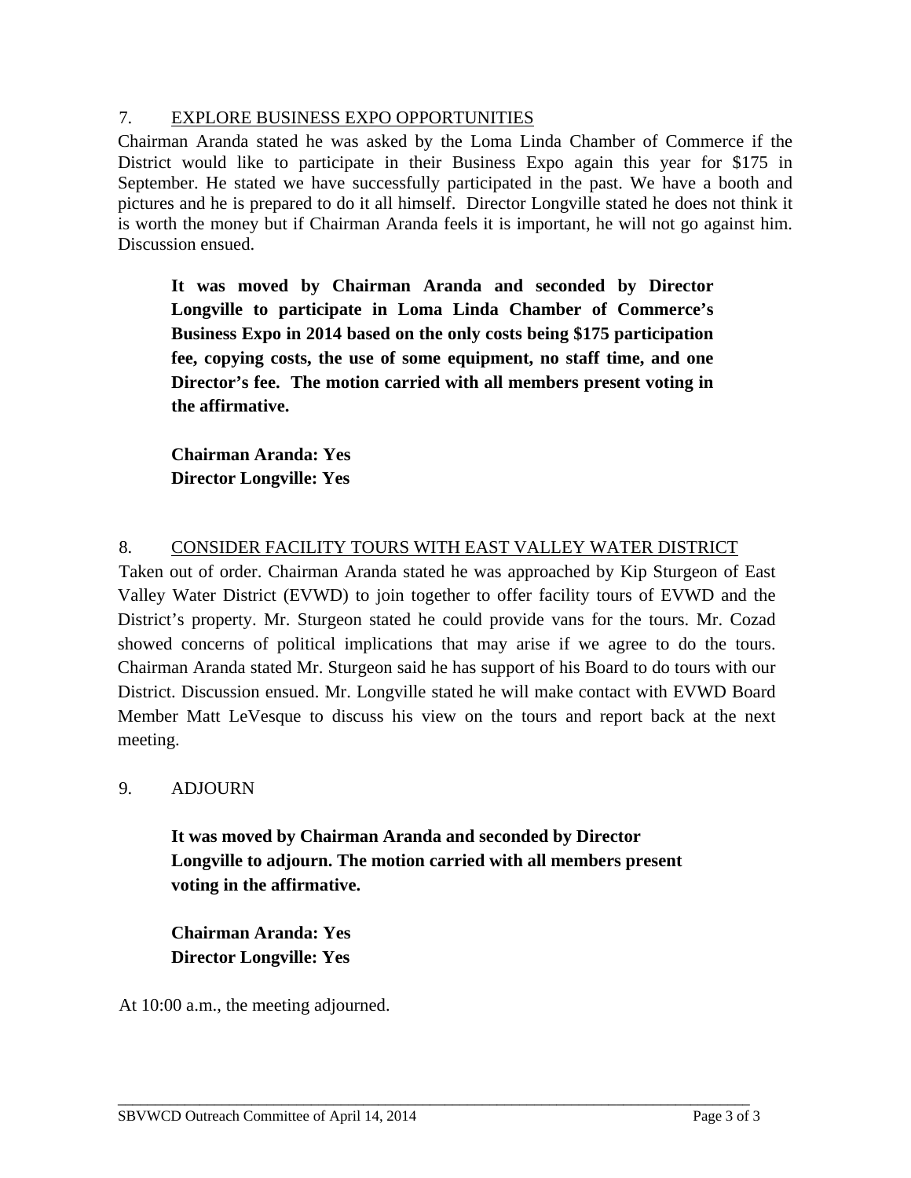7. <u>EXPLORE BUSINESS EXPO OPPORTUNITIES</u>

Chairman Aranda stated he was asked by the Loma Linda Chamber of Commerce if the District would like to participate in their Business Expo again this year for $175 in September. He stated we have successfully participated in the past. We have a booth and pictures and he is prepared to do it all himself. Director Longville stated he does not think it is worth the money but if Chairman Aranda feels it is important, he will not go against him. Discussion ensued.

> **It was moved by Chairman Aranda and seconded by Director Longville to participate in Loma Linda Chamber of Commerce's Business Expo in 2014 based on the only costs being $175 participation fee, copying costs, the use of some equipment, no staff time, and one Director's fee. The motion carried with all members present voting in the affirmative.**
>
> **Chairman Aranda: Yes**
> **Director Longville: Yes**

8. <u>CONSIDER FACILITY TOURS WITH EAST VALLEY WATER DISTRICT</u>

Taken out of order. Chairman Aranda stated he was approached by Kip Sturgeon of East Valley Water District (EVWD) to join together to offer facility tours of EVWD and the District's property. Mr. Sturgeon stated he could provide vans for the tours. Mr. Cozad showed concerns of political implications that may arise if we agree to do the tours. Chairman Aranda stated Mr. Sturgeon said he has support of his Board to do tours with our District. Discussion ensued. Mr. Longville stated he will make contact with EVWD Board Member Matt LeVesque to discuss his view on the tours and report back at the next meeting.

9. ADJOURN

> **It was moved by Chairman Aranda and seconded by Director Longville to adjourn. The motion carried with all members present voting in the affirmative.**
>
> **Chairman Aranda: Yes**
> **Director Longville: Yes**

At 10:00 a.m., the meeting adjourned.